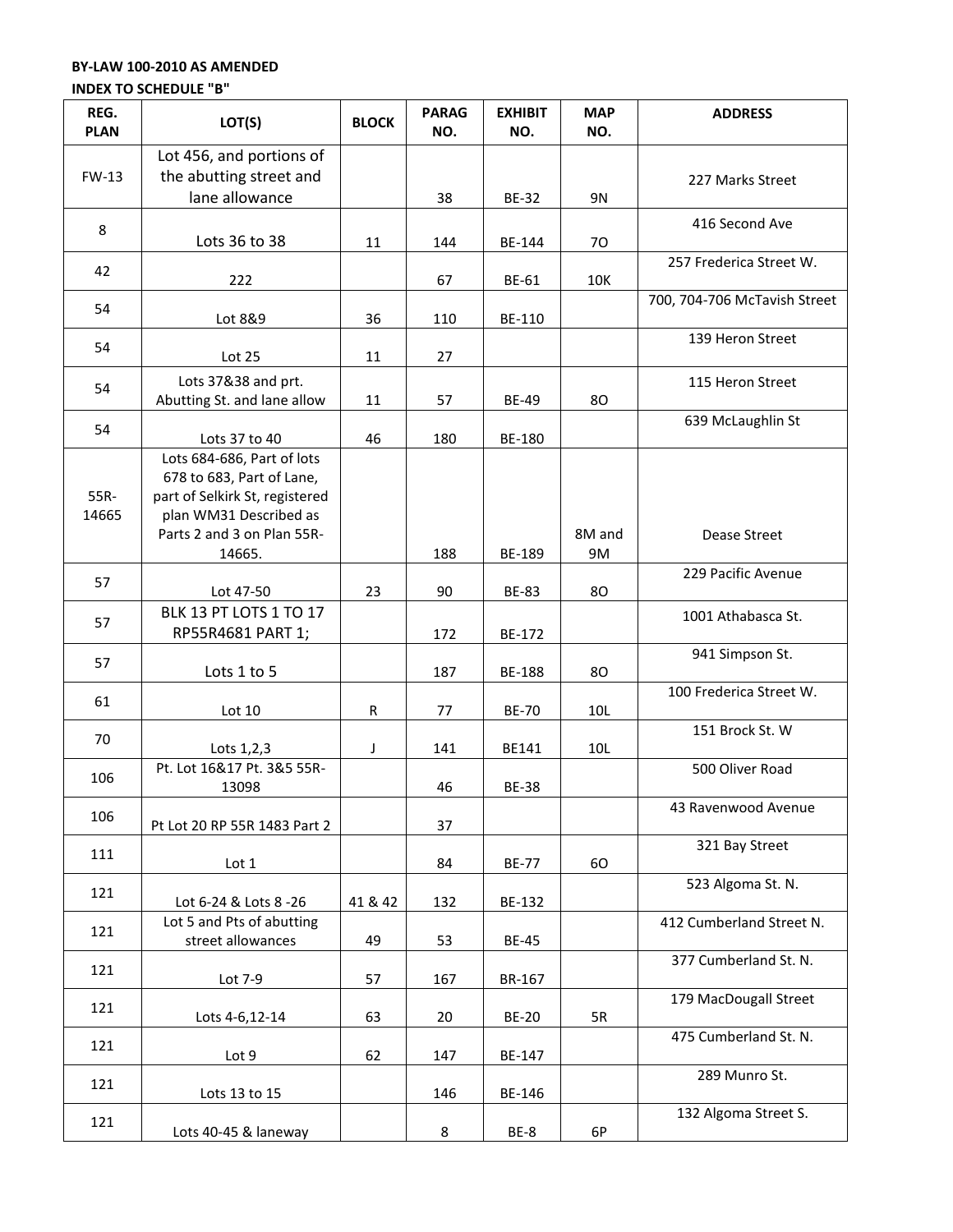**BY-LAW 100-2010 AS AMENDED**

**INDEX TO SCHEDULE "B"**

| REG. PLAN | LOT(S) | BLOCK | PARAG NO. | EXHIBIT NO. | MAP NO. | ADDRESS |
|---|---|---|---|---|---|---|
| FW-13 | Lot 456, and portions of the abutting street and lane allowance | | 38 | BE-32 | 9N | 227 Marks Street |
| 8 | Lots 36 to 38 | 11 | 144 | BE-144 | 7O | 416 Second Ave |
| 42 | 222 | | 67 | BE-61 | 10K | 257 Frederica Street W. |
| 54 | Lot 8&9 | 36 | 110 | BE-110 | | 700, 704-706 McTavish Street |
| 54 | Lot 25 | 11 | 27 | | | 139 Heron Street |
| 54 | Lots 37&38 and prt. Abutting St. and lane allow | 11 | 57 | BE-49 | 8O | 115 Heron Street |
| 54 | Lots 37 to 40 | 46 | 180 | BE-180 | | 639 McLaughlin St |
| 55R-14665 | Lots 684-686, Part of lots 678 to 683, Part of Lane, part of Selkirk St, registered plan WM31 Described as Parts 2 and 3 on Plan 55R-14665. | | 188 | BE-189 | 8M and 9M | Dease Street |
| 57 | Lot 47-50 | 23 | 90 | BE-83 | 8O | 229 Pacific Avenue |
| 57 | BLK 13 PT LOTS 1 TO 17 RP55R4681 PART 1; | | 172 | BE-172 | | 1001 Athabasca St. |
| 57 | Lots 1 to 5 | | 187 | BE-188 | 8O | 941 Simpson St. |
| 61 | Lot 10 | R | 77 | BE-70 | 10L | 100 Frederica Street W. |
| 70 | Lots 1,2,3 | J | 141 | BE141 | 10L | 151 Brock St. W |
| 106 | Pt. Lot 16&17 Pt. 3&5 55R-13098 | | 46 | BE-38 | | 500 Oliver Road |
| 106 | Pt Lot 20 RP 55R 1483 Part 2 | | 37 | | | 43 Ravenwood Avenue |
| 111 | Lot 1 | | 84 | BE-77 | 6O | 321 Bay Street |
| 121 | Lot 6-24 & Lots 8 -26 | 41 & 42 | 132 | BE-132 | | 523 Algoma St. N. |
| 121 | Lot 5 and Pts of abutting street allowances | 49 | 53 | BE-45 | | 412 Cumberland Street N. |
| 121 | Lot 7-9 | 57 | 167 | BR-167 | | 377 Cumberland St. N. |
| 121 | Lots 4-6,12-14 | 63 | 20 | BE-20 | 5R | 179 MacDougall Street |
| 121 | Lot 9 | 62 | 147 | BE-147 | | 475 Cumberland St. N. |
| 121 | Lots 13 to 15 | | 146 | BE-146 | | 289 Munro St. |
| 121 | Lots 40-45 & laneway | | 8 | BE-8 | 6P | 132 Algoma Street S. |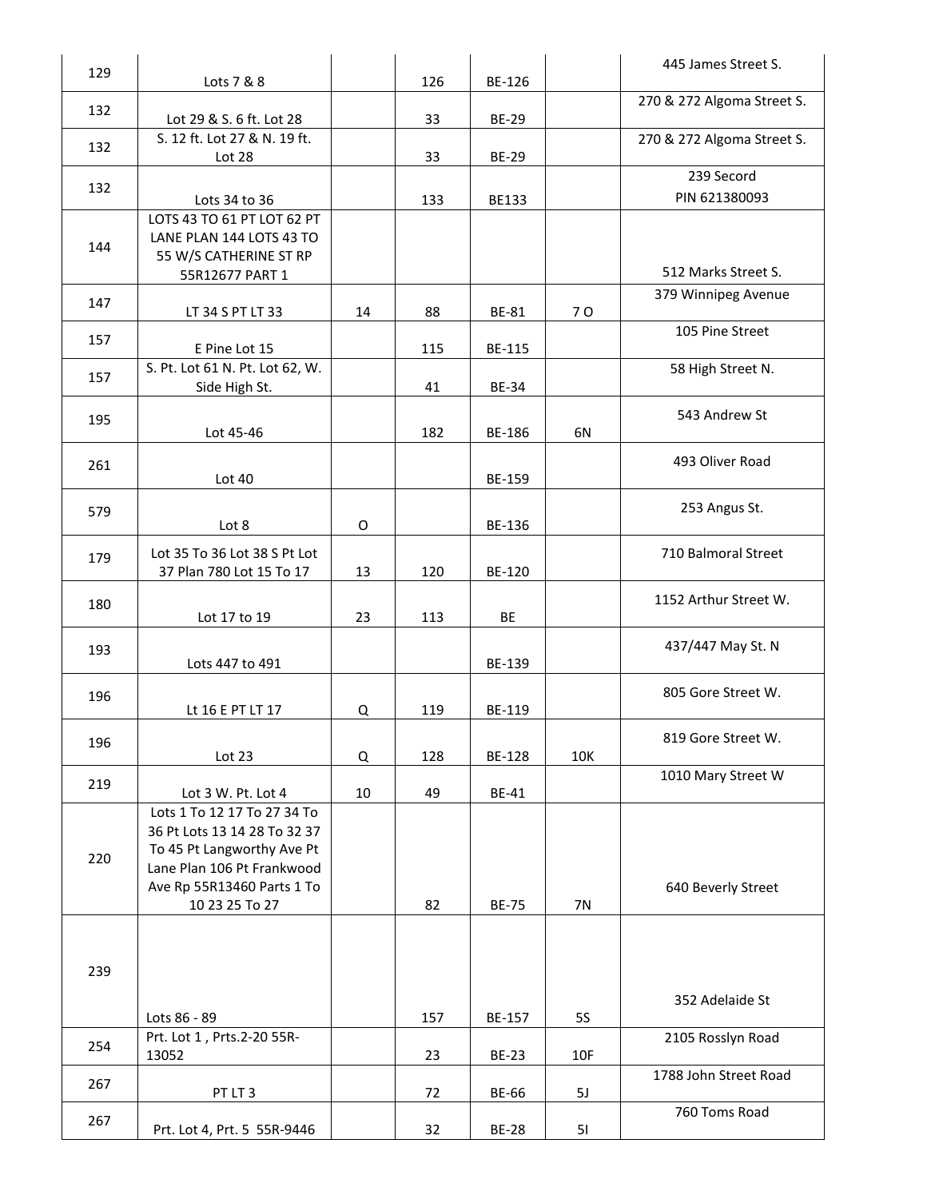| | | | | | | |
|---|---|---|---|---|---|---|
| 129 | Lots 7 & 8 | | 126 | BE-126 | | 445 James Street S. |
| 132 | Lot 29 & S. 6 ft. Lot 28 | | 33 | BE-29 | | 270 & 272 Algoma Street S. |
| 132 | S. 12 ft. Lot 27 & N. 19 ft. Lot 28 | | 33 | BE-29 | | 270 & 272 Algoma Street S. |
| 132 | Lots 34 to 36 | | 133 | BE133 | | 239 Secord PIN 621380093 |
| 144 | LOTS 43 TO 61 PT LOT 62 PT LANE PLAN 144 LOTS 43 TO 55 W/S CATHERINE ST RP 55R12677 PART 1 | | | | | 512 Marks Street S. |
| 147 | LT 34 S PT LT 33 | 14 | 88 | BE-81 | 7 O | 379 Winnipeg Avenue |
| 157 | E Pine Lot 15 | | 115 | BE-115 | | 105 Pine Street |
| 157 | S. Pt. Lot 61 N. Pt. Lot 62, W. Side High St. | | 41 | BE-34 | | 58 High Street N. |
| 195 | Lot 45-46 | | 182 | BE-186 | 6N | 543 Andrew St |
| 261 | Lot 40 | | | BE-159 | | 493 Oliver Road |
| 579 | Lot 8 | O | | BE-136 | | 253 Angus St. |
| 179 | Lot 35 To 36 Lot 38 S Pt Lot 37 Plan 780 Lot 15 To 17 | 13 | 120 | BE-120 | | 710 Balmoral Street |
| 180 | Lot 17 to 19 | 23 | 113 | BE | | 1152 Arthur Street W. |
| 193 | Lots 447 to 491 | | | BE-139 | | 437/447 May St. N |
| 196 | Lt 16 E PT LT 17 | Q | 119 | BE-119 | | 805 Gore Street W. |
| 196 | Lot 23 | Q | 128 | BE-128 | 10K | 819 Gore Street W. |
| 219 | Lot 3 W. Pt. Lot 4 | 10 | 49 | BE-41 | | 1010 Mary Street W |
| 220 | Lots 1 To 12 17 To 27 34 To 36 Pt Lots 13 14 28 To 32 37 To 45 Pt Langworthy Ave Pt Lane Plan 106 Pt Frankwood Ave Rp 55R13460 Parts 1 To 10 23 25 To 27 | | 82 | BE-75 | 7N | 640 Beverly Street |
| 239 | Lots 86 - 89 | | 157 | BE-157 | 5S | 352 Adelaide St |
| 254 | Prt. Lot 1 , Prts.2-20 55R-13052 | | 23 | BE-23 | 10F | 2105 Rosslyn Road |
| 267 | PT LT 3 | | 72 | BE-66 | 5J | 1788 John Street Road |
| 267 | Prt. Lot 4, Prt. 5 55R-9446 | | 32 | BE-28 | 5I | 760 Toms Road |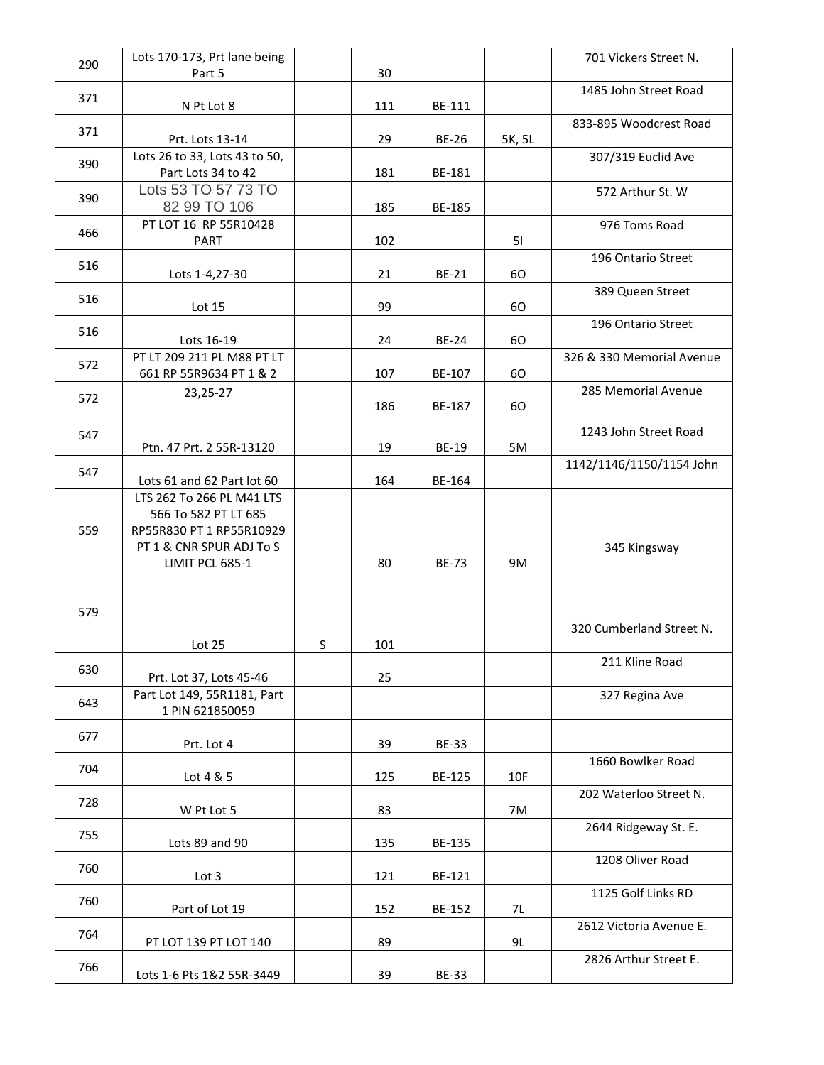| | | | | | | |
|---|---|---|---|---|---|---|
| 290 | Lots 170-173, Prt lane being Part 5 | | 30 | | | 701 Vickers Street N. |
| 371 | N Pt Lot 8 | | 111 | BE-111 | | 1485 John Street Road |
| 371 | Prt. Lots 13-14 | | 29 | BE-26 | 5K, 5L | 833-895 Woodcrest Road |
| 390 | Lots 26 to 33, Lots 43 to 50, Part Lots 34 to 42 | | 181 | BE-181 | | 307/319 Euclid Ave |
| 390 | Lots 53 TO 57 73 TO 82 99 TO 106 | | 185 | BE-185 | | 572 Arthur St. W |
| 466 | PT LOT 16 RP 55R10428 PART | | 102 | | 5I | 976 Toms Road |
| 516 | Lots 1-4,27-30 | | 21 | BE-21 | 6O | 196 Ontario Street |
| 516 | Lot 15 | | 99 | | 6O | 389 Queen Street |
| 516 | Lots 16-19 | | 24 | BE-24 | 6O | 196 Ontario Street |
| 572 | PT LT 209 211 PL M88 PT LT 661 RP 55R9634 PT 1 & 2 | | 107 | BE-107 | 6O | 326 & 330 Memorial Avenue |
| 572 | 23,25-27 | | 186 | BE-187 | 6O | 285 Memorial Avenue |
| 547 | Ptn. 47 Prt. 2 55R-13120 | | 19 | BE-19 | 5M | 1243 John Street Road |
| 547 | Lots 61 and 62 Part lot 60 | | 164 | BE-164 | | 1142/1146/1150/1154 John |
| 559 | LTS 262 To 266 PL M41 LTS 566 To 582 PT LT 685 RP55R830 PT 1 RP55R10929 PT 1 & CNR SPUR ADJ To S LIMIT PCL 685-1 | | 80 | BE-73 | 9M | 345 Kingsway |
| 579 | Lot 25 | S | 101 | | | 320 Cumberland Street N. |
| 630 | Prt. Lot 37, Lots 45-46 | | 25 | | | 211 Kline Road |
| 643 | Part Lot 149, 55R1181, Part 1 PIN 621850059 | | | | | 327 Regina Ave |
| 677 | Prt. Lot 4 | | 39 | BE-33 | | |
| 704 | Lot 4 & 5 | | 125 | BE-125 | 10F | 1660 Bowlker Road |
| 728 | W Pt Lot 5 | | 83 | | 7M | 202 Waterloo Street N. |
| 755 | Lots 89 and 90 | | 135 | BE-135 | | 2644 Ridgeway St. E. |
| 760 | Lot 3 | | 121 | BE-121 | | 1208 Oliver Road |
| 760 | Part of Lot 19 | | 152 | BE-152 | 7L | 1125 Golf Links RD |
| 764 | PT LOT 139 PT LOT 140 | | 89 | | 9L | 2612 Victoria Avenue E. |
| 766 | Lots 1-6 Pts 1&2 55R-3449 | | 39 | BE-33 | | 2826 Arthur Street E. |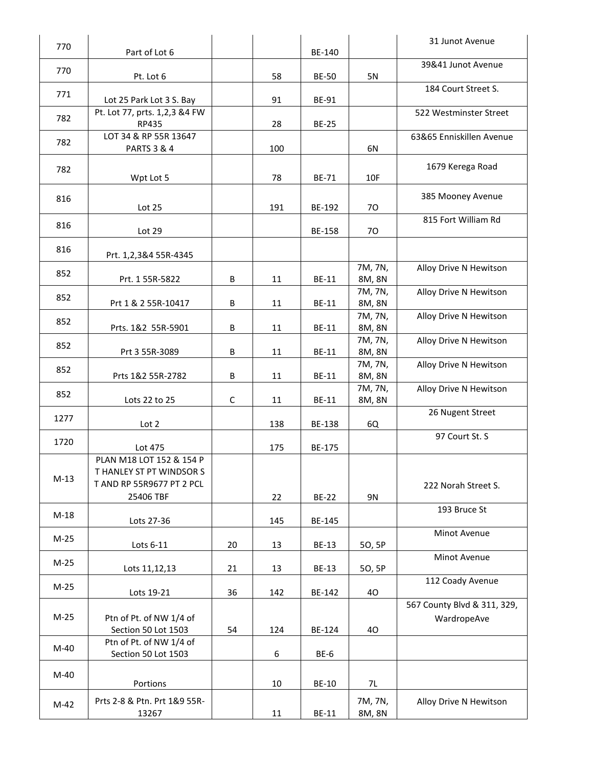| | | | | | | |
|---|---|---|---|---|---|---|
| 770 | Part of Lot 6 | | | BE-140 | | 31 Junot Avenue |
| 770 | Pt. Lot 6 | | 58 | BE-50 | 5N | 39&41 Junot Avenue |
| 771 | Lot 25 Park Lot 3 S. Bay | | 91 | BE-91 | | 184 Court Street S. |
| 782 | Pt. Lot 77, prts. 1,2,3 &4 FW RP435 | | 28 | BE-25 | | 522 Westminster Street |
| 782 | LOT 34 & RP 55R 13647 PARTS 3 & 4 | | 100 | | 6N | 63&65 Enniskillen Avenue |
| 782 | Wpt Lot 5 | | 78 | BE-71 | 10F | 1679 Kerega Road |
| 816 | Lot 25 | | 191 | BE-192 | 7O | 385 Mooney Avenue |
| 816 | Lot 29 | | | BE-158 | 7O | 815 Fort William Rd |
| 816 | Prt. 1,2,3&4 55R-4345 | | | | | |
| 852 | Prt. 1 55R-5822 | B | 11 | BE-11 | 7M, 7N, 8M, 8N | Alloy Drive N Hewitson |
| 852 | Prt 1 & 2 55R-10417 | B | 11 | BE-11 | 7M, 7N, 8M, 8N | Alloy Drive N Hewitson |
| 852 | Prts. 1&2 55R-5901 | B | 11 | BE-11 | 7M, 7N, 8M, 8N | Alloy Drive N Hewitson |
| 852 | Prt 3 55R-3089 | B | 11 | BE-11 | 7M, 7N, 8M, 8N | Alloy Drive N Hewitson |
| 852 | Prts 1&2 55R-2782 | B | 11 | BE-11 | 7M, 7N, 8M, 8N | Alloy Drive N Hewitson |
| 852 | Lots 22 to 25 | C | 11 | BE-11 | 7M, 7N, 8M, 8N | Alloy Drive N Hewitson |
| 1277 | Lot 2 | | 138 | BE-138 | 6Q | 26 Nugent Street |
| 1720 | Lot 475 | | 175 | BE-175 | | 97 Court St. S |
| M-13 | PLAN M18 LOT 152 & 154 P T HANLEY ST PT WINDSOR S T AND RP 55R9677 PT 2 PCL 25406 TBF | | 22 | BE-22 | 9N | 222 Norah Street S. |
| M-18 | Lots 27-36 | | 145 | BE-145 | | 193 Bruce St |
| M-25 | Lots 6-11 | 20 | 13 | BE-13 | 5O, 5P | Minot Avenue |
| M-25 | Lots 11,12,13 | 21 | 13 | BE-13 | 5O, 5P | Minot Avenue |
| M-25 | Lots 19-21 | 36 | 142 | BE-142 | 4O | 112 Coady Avenue |
| M-25 | Ptn of Pt. of NW 1/4 of Section 50 Lot 1503 | 54 | 124 | BE-124 | 4O | 567 County Blvd & 311, 329, WardropeAve |
| M-40 | Ptn of Pt. of NW 1/4 of Section 50 Lot 1503 | | 6 | BE-6 | | |
| M-40 | Portions | | 10 | BE-10 | 7L | |
| M-42 | Prts 2-8 & Ptn. Prt 1&9 55R-13267 | | 11 | BE-11 | 7M, 7N, 8M, 8N | Alloy Drive N Hewitson |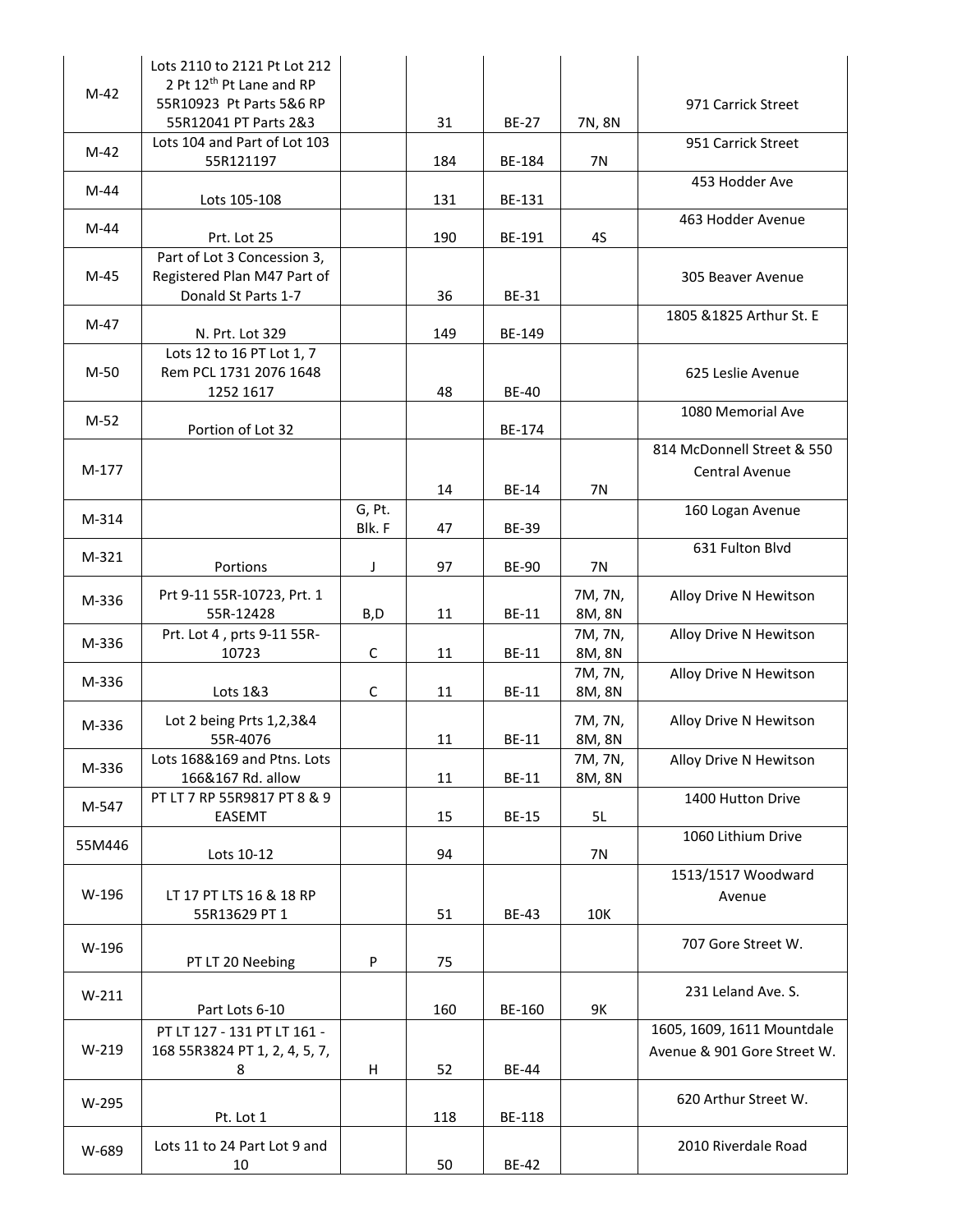| | | | | | | |
|---|---|---|---|---|---|---|
| M-42 | Lots 2110 to 2121 Pt Lot 212 2 Pt 12th Pt Lane and RP 55R10923 Pt Parts 5&6 RP 55R12041 PT Parts 2&3 | | 31 | BE-27 | 7N, 8N | 971 Carrick Street |
| M-42 | Lots 104 and Part of Lot 103 55R121197 | | 184 | BE-184 | 7N | 951 Carrick Street |
| M-44 | Lots 105-108 | | 131 | BE-131 | | 453 Hodder Ave |
| M-44 | Prt. Lot 25 | | 190 | BE-191 | 4S | 463 Hodder Avenue |
| M-45 | Part of Lot 3 Concession 3, Registered Plan M47 Part of Donald St Parts 1-7 | | 36 | BE-31 | | 305 Beaver Avenue |
| M-47 | N. Prt. Lot 329 | | 149 | BE-149 | | 1805 &1825 Arthur St. E |
| M-50 | Lots 12 to 16 PT Lot 1, 7 Rem PCL 1731 2076 1648 1252 1617 | | 48 | BE-40 | | 625 Leslie Avenue |
| M-52 | Portion of Lot 32 | | | BE-174 | | 1080 Memorial Ave |
| M-177 | | | 14 | BE-14 | 7N | 814 McDonnell Street & 550 Central Avenue |
| M-314 | | G, Pt. Blk. F | 47 | BE-39 | | 160 Logan Avenue |
| M-321 | Portions | J | 97 | BE-90 | 7N | 631 Fulton Blvd |
| M-336 | Prt 9-11 55R-10723, Prt. 1 55R-12428 | B,D | 11 | BE-11 | 7M, 7N, 8M, 8N | Alloy Drive N Hewitson |
| M-336 | Prt. Lot 4 , prts 9-11 55R-10723 | C | 11 | BE-11 | 7M, 7N, 8M, 8N | Alloy Drive N Hewitson |
| M-336 | Lots 1&3 | C | 11 | BE-11 | 7M, 7N, 8M, 8N | Alloy Drive N Hewitson |
| M-336 | Lot 2 being Prts 1,2,3&4 55R-4076 | | 11 | BE-11 | 7M, 7N, 8M, 8N | Alloy Drive N Hewitson |
| M-336 | Lots 168&169 and Ptns. Lots 166&167 Rd. allow | | 11 | BE-11 | 7M, 7N, 8M, 8N | Alloy Drive N Hewitson |
| M-547 | PT LT 7 RP 55R9817 PT 8 & 9 EASEMT | | 15 | BE-15 | 5L | 1400 Hutton Drive |
| 55M446 | Lots 10-12 | | 94 | | 7N | 1060 Lithium Drive |
| W-196 | LT 17 PT LTS 16 & 18 RP 55R13629 PT 1 | | 51 | BE-43 | 10K | 1513/1517 Woodward Avenue |
| W-196 | PT LT 20 Neebing | P | 75 | | | 707 Gore Street W. |
| W-211 | Part Lots 6-10 | | 160 | BE-160 | 9K | 231 Leland Ave. S. |
| W-219 | PT LT 127 - 131 PT LT 161 - 168 55R3824 PT 1, 2, 4, 5, 7, 8 | H | 52 | BE-44 | | 1605, 1609, 1611 Mountdale Avenue & 901 Gore Street W. |
| W-295 | Pt. Lot 1 | | 118 | BE-118 | | 620 Arthur Street W. |
| W-689 | Lots 11 to 24 Part Lot 9 and 10 | | 50 | BE-42 | | 2010 Riverdale Road |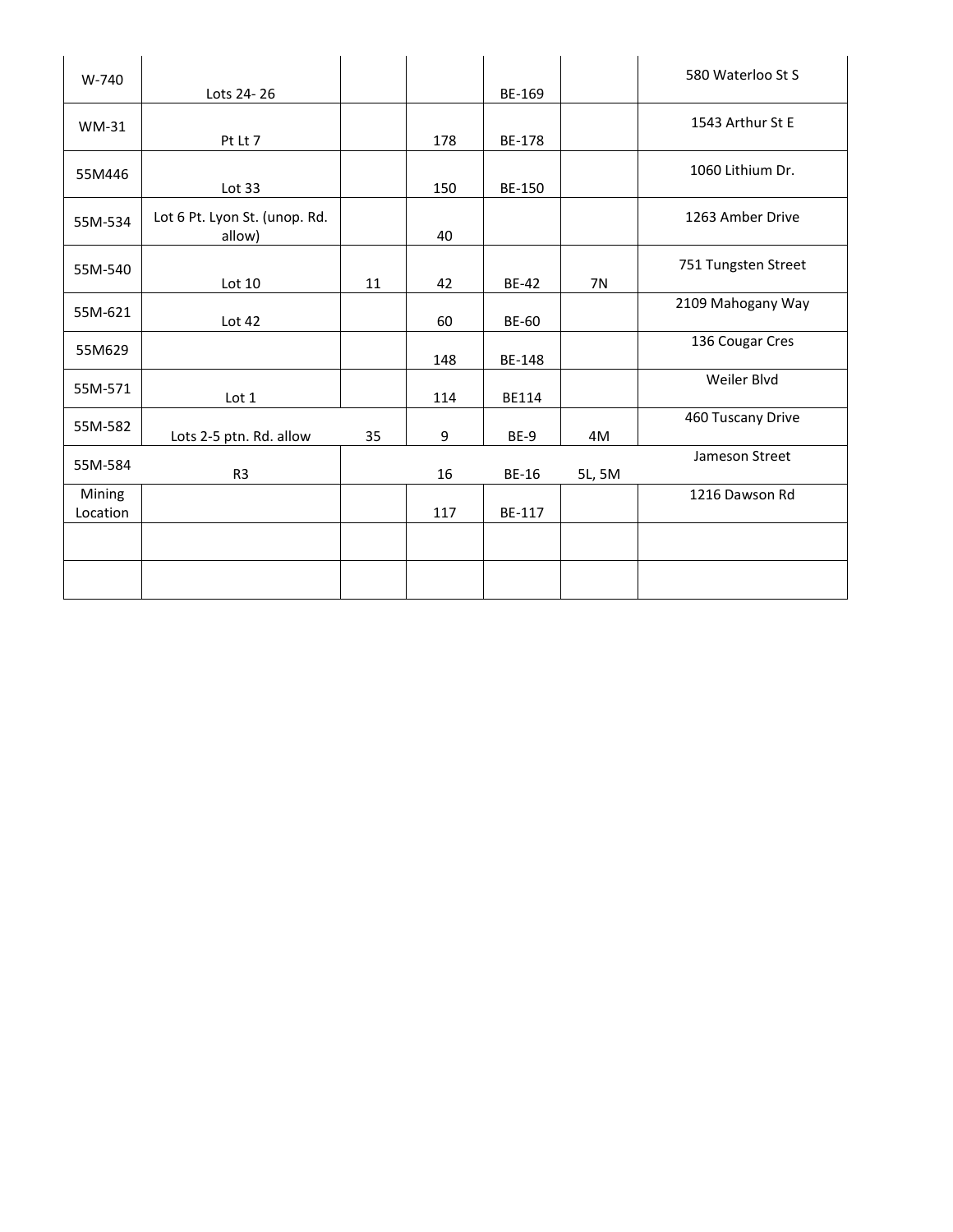| | | | | | | |
|---|---|---|---|---|---|---|
| W-740 | Lots 24- 26 | | | BE-169 | | 580 Waterloo St S |
| WM-31 | Pt Lt 7 | | 178 | BE-178 | | 1543 Arthur St E |
| 55M446 | Lot 33 | | 150 | BE-150 | | 1060 Lithium Dr. |
| 55M-534 | Lot 6 Pt. Lyon St. (unop. Rd. allow) | | 40 | | | 1263 Amber Drive |
| 55M-540 | Lot 10 | 11 | 42 | BE-42 | 7N | 751 Tungsten Street |
| 55M-621 | Lot 42 | | 60 | BE-60 | | 2109 Mahogany Way |
| 55M629 | | | 148 | BE-148 | | 136 Cougar Cres |
| 55M-571 | Lot 1 | | 114 | BE114 | | Weiler Blvd |
| 55M-582 | Lots 2-5 ptn. Rd. allow | 35 | 9 | BE-9 | 4M | 460 Tuscany Drive |
| 55M-584 | R3 | | 16 | BE-16 | 5L, 5M | Jameson Street |
| Mining Location | | | 117 | BE-117 | | 1216 Dawson Rd |
| | | | | | | |
| | | | | | | |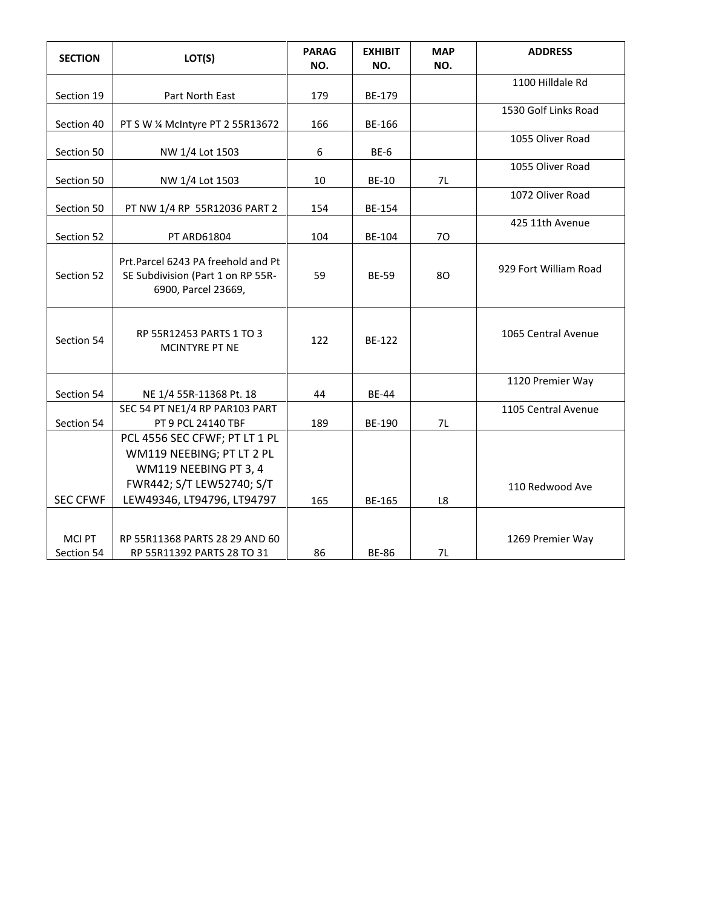| SECTION | LOT(S) | PARAG NO. | EXHIBIT NO. | MAP NO. | ADDRESS |
|---|---|---|---|---|---|
| Section 19 | Part North East | 179 | BE-179 | | 1100 Hilldale Rd |
| Section 40 | PT S W ¼ McIntyre PT 2 55R13672 | 166 | BE-166 | | 1530 Golf Links Road |
| Section 50 | NW 1/4 Lot 1503 | 6 | BE-6 | | 1055 Oliver Road |
| Section 50 | NW 1/4 Lot 1503 | 10 | BE-10 | 7L | 1055 Oliver Road |
| Section 50 | PT NW 1/4 RP 55R12036 PART 2 | 154 | BE-154 | | 1072 Oliver Road |
| Section 52 | PT ARD61804 | 104 | BE-104 | 7O | 425 11th Avenue |
| Section 52 | Prt.Parcel 6243 PA freehold and Pt SE Subdivision (Part 1 on RP 55R-6900, Parcel 23669, | 59 | BE-59 | 8O | 929 Fort William Road |
| Section 54 | RP 55R12453 PARTS 1 TO 3 MCINTYRE PT NE | 122 | BE-122 | | 1065 Central Avenue |
| Section 54 | NE 1/4 55R-11368 Pt. 18 | 44 | BE-44 | | 1120 Premier Way |
| Section 54 | SEC 54 PT NE1/4 RP PAR103 PART PT 9 PCL 24140 TBF | 189 | BE-190 | 7L | 1105 Central Avenue |
| SEC CFWF | PCL 4556 SEC CFWF; PT LT 1 PL WM119 NEEBING; PT LT 2 PL WM119 NEEBING PT 3, 4 FWR442; S/T LEW52740; S/T LEW49346, LT94796, LT94797 | 165 | BE-165 | L8 | 110 Redwood Ave |
| MCI PT Section 54 | RP 55R11368 PARTS 28 29 AND 60 RP 55R11392 PARTS 28 TO 31 | 86 | BE-86 | 7L | 1269 Premier Way |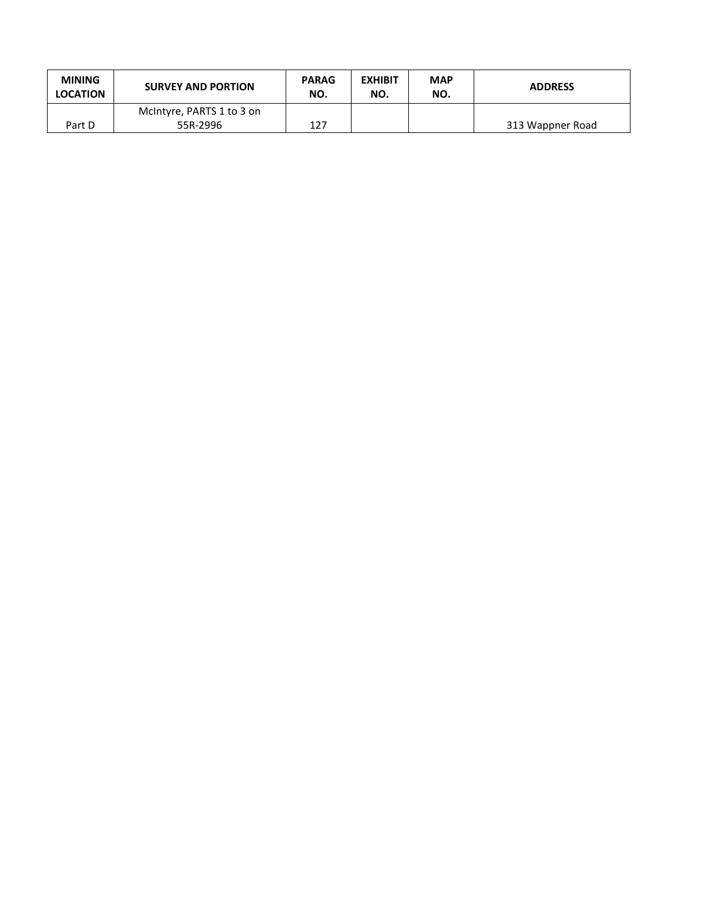| MINING LOCATION | SURVEY AND PORTION | PARAG NO. | EXHIBIT NO. | MAP NO. | ADDRESS |
| --- | --- | --- | --- | --- | --- |
| Part D | McIntyre, PARTS 1 to 3 on 55R-2996 | 127 | | | 313 Wappner Road |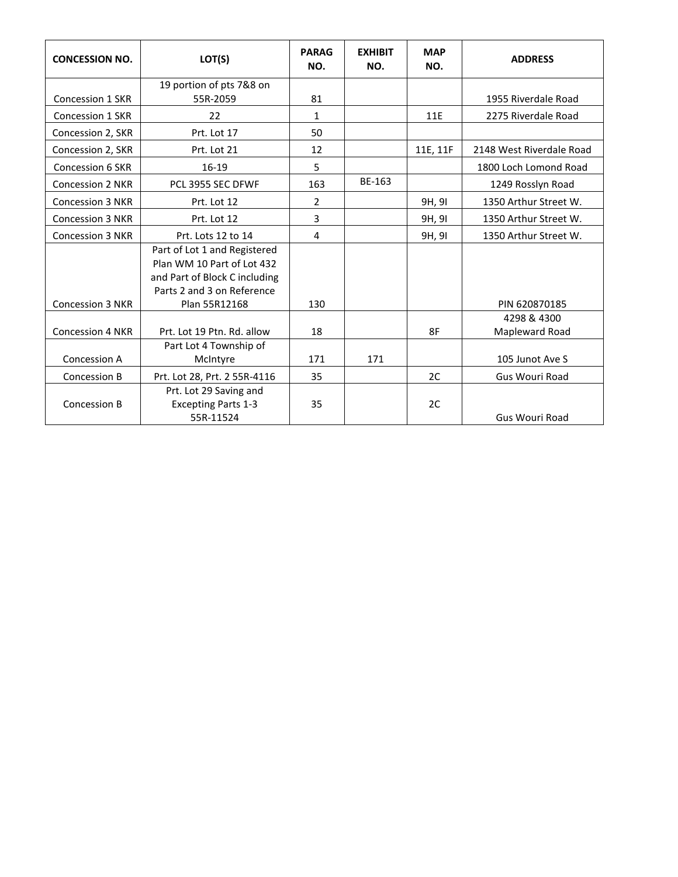| CONCESSION NO. | LOT(S) | PARAG NO. | EXHIBIT NO. | MAP NO. | ADDRESS |
|---|---|---|---|---|---|
| Concession 1 SKR | 19 portion of pts 7&8 on 55R-2059 | 81 | | | 1955 Riverdale Road |
| Concession 1 SKR | 22 | 1 | | 11E | 2275 Riverdale Road |
| Concession 2, SKR | Prt. Lot 17 | 50 | | | |
| Concession 2, SKR | Prt. Lot 21 | 12 | | 11E, 11F | 2148 West Riverdale Road |
| Concession 6 SKR | 16-19 | 5 | | | 1800 Loch Lomond Road |
| Concession 2 NKR | PCL 3955 SEC DFWF | 163 | BE-163 | | 1249 Rosslyn Road |
| Concession 3 NKR | Prt. Lot 12 | 2 | | 9H, 9I | 1350 Arthur Street W. |
| Concession 3 NKR | Prt. Lot 12 | 3 | | 9H, 9I | 1350 Arthur Street W. |
| Concession 3 NKR | Prt. Lots 12 to 14 | 4 | | 9H, 9I | 1350 Arthur Street W. |
| Concession 3 NKR | Part of Lot 1 and Registered Plan WM 10 Part of Lot 432 and Part of Block C including Parts 2 and 3 on Reference Plan 55R12168 | 130 | | | PIN 620870185 |
| Concession 4 NKR | Prt. Lot 19 Ptn. Rd. allow | 18 | | 8F | 4298 & 4300 Mapleward Road |
| Concession A | Part Lot 4 Township of McIntyre | 171 | 171 | | 105 Junot Ave S |
| Concession B | Prt. Lot 28, Prt. 2 55R-4116 | 35 | | 2C | Gus Wouri Road |
| Concession B | Prt. Lot 29 Saving and Excepting Parts 1-3 55R-11524 | 35 | | 2C | Gus Wouri Road |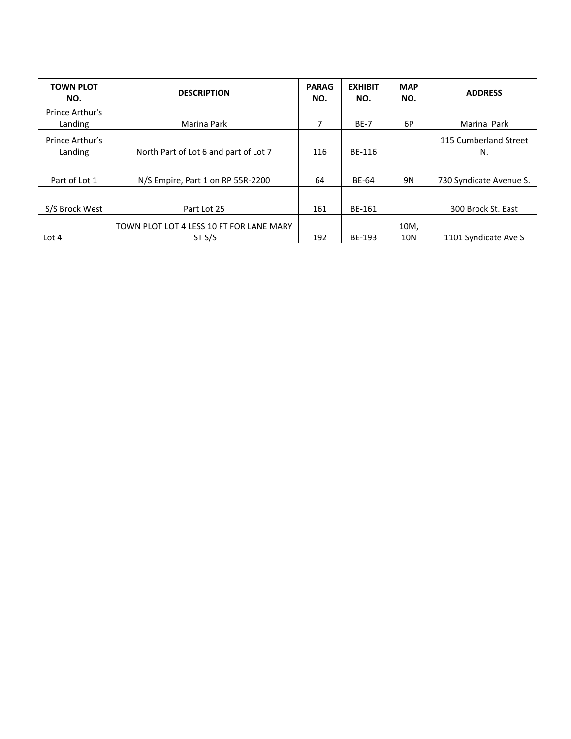| TOWN PLOT NO. | DESCRIPTION | PARAG NO. | EXHIBIT NO. | MAP NO. | ADDRESS |
|---|---|---|---|---|---|
| Prince Arthur's Landing | Marina Park | 7 | BE-7 | 6P | Marina Park |
| Prince Arthur’s Landing | North Part of Lot 6 and part of Lot 7 | 116 | BE-116 | | 115 Cumberland Street N. |
| Part of Lot 1 | N/S Empire, Part 1 on RP 55R-2200 | 64 | BE-64 | 9N | 730 Syndicate Avenue S. |
| S/S Brock West | Part Lot 25 | 161 | BE-161 | | 300 Brock St. East |
| Lot 4 | TOWN PLOT LOT 4 LESS 10 FT FOR LANE MARY ST S/S | 192 | BE-193 | 10M, 10N | 1101 Syndicate Ave S |